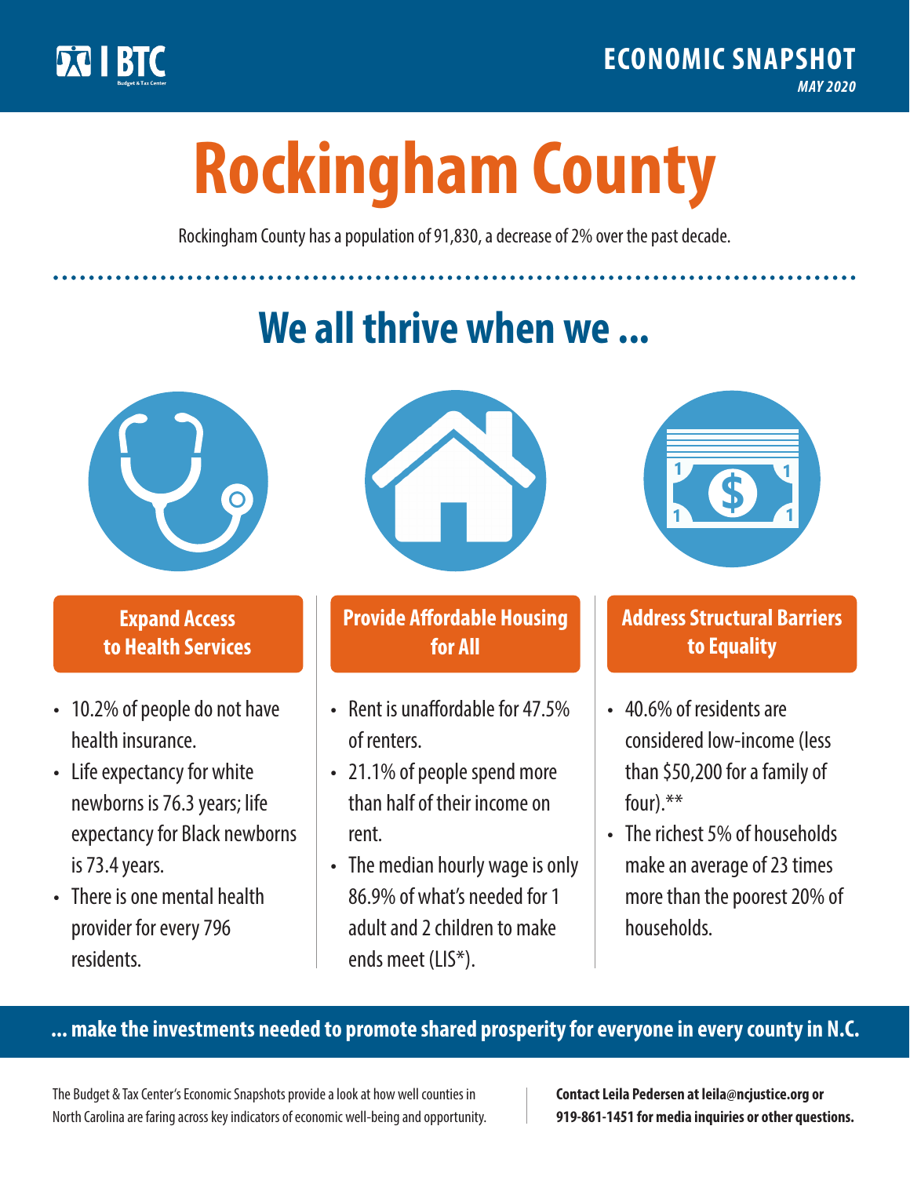BTC Budget & Tax Center

**ECONOMIC SNAPSHOT**

*MAY 2020*

# Rockingham County

Rockingham County has a population of 91,830, a decrease of 2% over the past decade.

## We all thrive when we ...

### Expand Access to Health Services

- 10.2% of people do not have health insurance.
- Life expectancy for white newborns is 76.3 years; life expectancy for Black newborns is 73.4 years.
- There is one mental health provider for every 796 residents.

### Provide Affordable Housing for All

- Rent is unaffordable for 47.5% of renters.
- 21.1% of people spend more than half of their income on rent.
- The median hourly wage is only 86.9% of what's needed for 1 adult and 2 children to make ends meet (LIS*).

### Address Structural Barriers to Equality

- 40.6% of residents are considered low-income (less than $50,200 for a family of four).**
- The richest 5% of households make an average of 23 times more than the poorest 20% of households.

**... make the investments needed to promote shared prosperity for everyone in every county in N.C.**

The Budget & Tax Center's Economic Snapshots provide a look at how well counties in North Carolina are faring across key indicators of economic well-being and opportunity.

**Contact Leila Pedersen at leila@ncjustice.org or 919-861-1451 for media inquiries or other questions.**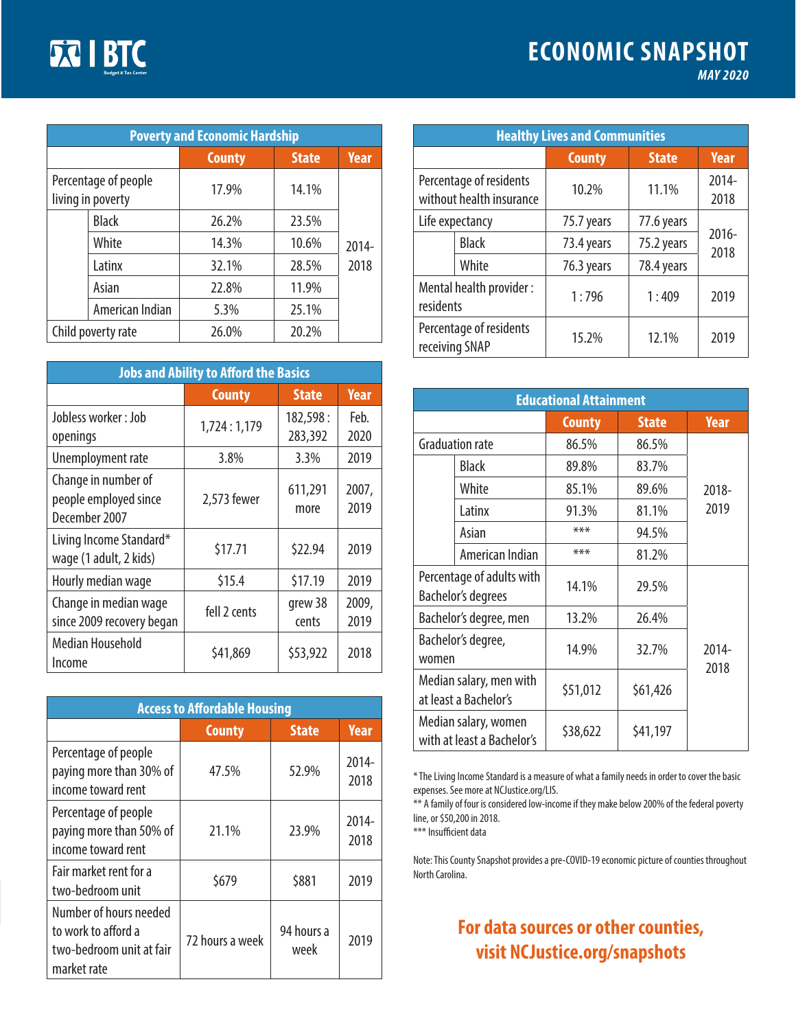BTC Budget & Tax Center

# ECONOMIC SNAPSHOT

*MAY 2020*

| Poverty and Economic Hardship | | County | State | Year |
|---|---|---|---|---|
| Percentage of people living in poverty | | 17.9% | 14.1% | 2014-2018 |
| | Black | 26.2% | 23.5% | |
| | White | 14.3% | 10.6% | |
| | Latinx | 32.1% | 28.5% | |
| | Asian | 22.8% | 11.9% | |
| | American Indian | 5.3% | 25.1% | |
| Child poverty rate | | 26.0% | 20.2% | |

| Jobs and Ability to Afford the Basics | County | State | Year |
|---|---|---|---|
| Jobless worker : Job openings | 1,724 : 1,179 | 182,598 : 283,392 | Feb. 2020 |
| Unemployment rate | 3.8% | 3.3% | 2019 |
| Change in number of people employed since December 2007 | 2,573 fewer | 611,291 more | 2007, 2019 |
| Living Income Standard* wage (1 adult, 2 kids) | $17.71 | $22.94 | 2019 |
| Hourly median wage | $15.4 | $17.19 | 2019 |
| Change in median wage since 2009 recovery began | fell 2 cents | grew 38 cents | 2009, 2019 |
| Median Household Income | $41,869 | $53,922 | 2018 |

| Access to Affordable Housing | County | State | Year |
|---|---|---|---|
| Percentage of people paying more than 30% of income toward rent | 47.5% | 52.9% | 2014-2018 |
| Percentage of people paying more than 50% of income toward rent | 21.1% | 23.9% | 2014-2018 |
| Fair market rent for a two-bedroom unit | $679 | $881 | 2019 |
| Number of hours needed to work to afford a two-bedroom unit at fair market rate | 72 hours a week | 94 hours a week | 2019 |

| Healthy Lives and Communities | | County | State | Year |
|---|---|---|---|---|
| Percentage of residents without health insurance | | 10.2% | 11.1% | 2014-2018 |
| Life expectancy | | 75.7 years | 77.6 years | 2016-2018 |
| | Black | 73.4 years | 75.2 years | |
| | White | 76.3 years | 78.4 years | |
| Mental health provider : residents | | 1 : 796 | 1 : 409 | 2019 |
| Percentage of residents receiving SNAP | | 15.2% | 12.1% | 2019 |

| Educational Attainment | | County | State | Year |
|---|---|---|---|---|
| Graduation rate | | 86.5% | 86.5% | 2018-2019 |
| | Black | 89.8% | 83.7% | |
| | White | 85.1% | 89.6% | |
| | Latinx | 91.3% | 81.1% | |
| | Asian | *** | 94.5% | |
| | American Indian | *** | 81.2% | |
| Percentage of adults with Bachelor's degrees | | 14.1% | 29.5% | 2014-2018 |
| Bachelor's degree, men | | 13.2% | 26.4% | |
| Bachelor's degree, women | | 14.9% | 32.7% | |
| Median salary, men with at least a Bachelor's | | $51,012 | $61,426 | |
| Median salary, women with at least a Bachelor's | | $38,622 | $41,197 | |

* The Living Income Standard is a measure of what a family needs in order to cover the basic expenses. See more at NCJustice.org/LIS.

** A family of four is considered low-income if they make below 200% of the federal poverty line, or $50,200 in 2018.

*** Insufficient data

Note: This County Snapshot provides a pre-COVID-19 economic picture of counties throughout North Carolina.

**For data sources or other counties, visit NCJustice.org/snapshots**